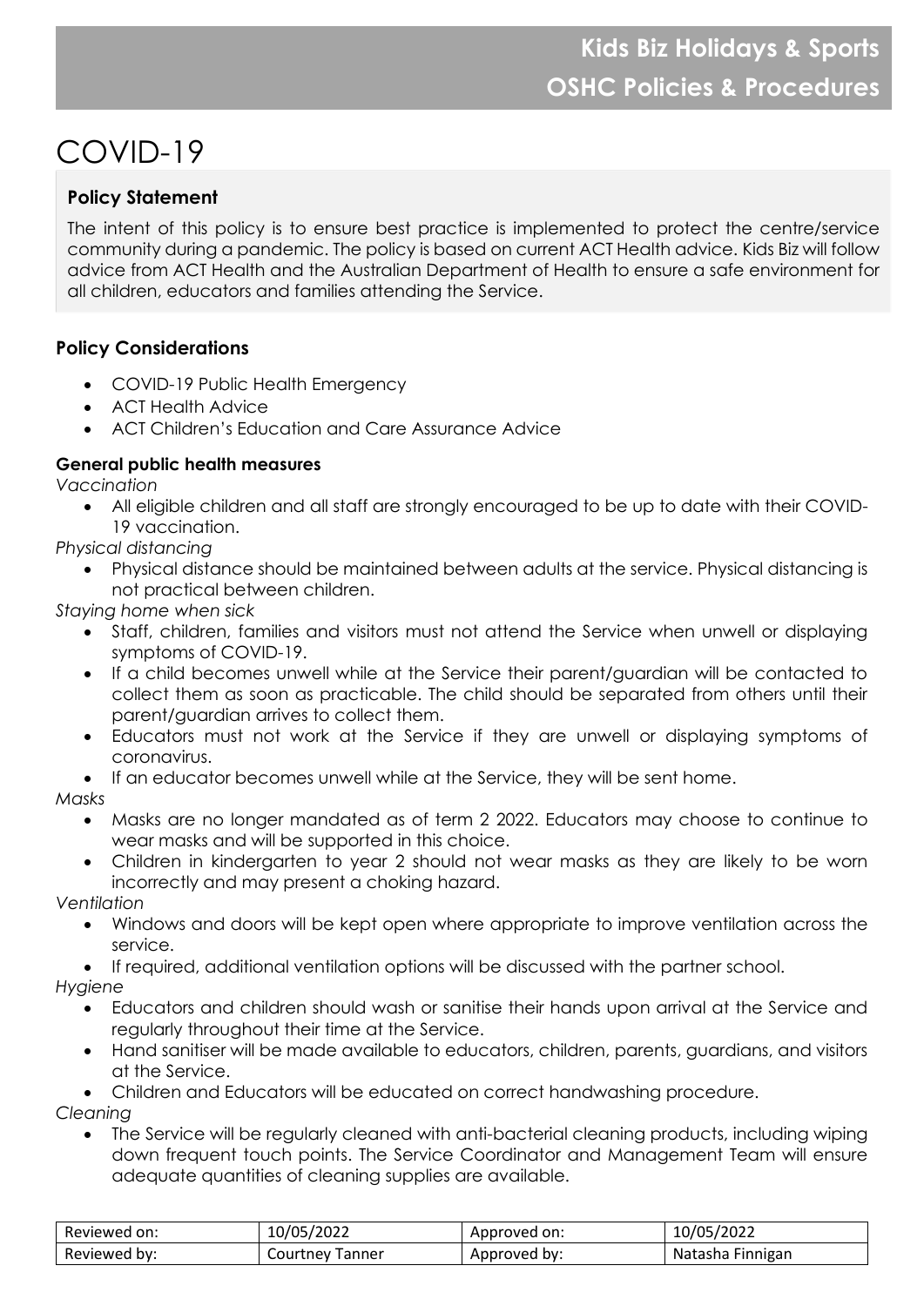# COVID-19

## Policy Statement

The intent of this policy is to ensure best practice is implemented to protect the centre/service community during a pandemic. The policy is based on current ACT Health advice. Kids Biz will follow advice from ACT Health and the Australian Department of Health to ensure a safe environment for all children, educators and families attending the Service.

## Policy Considerations

- COVID-19 Public Health Emergency
- ACT Health Advice
- ACT Children's Education and Care Assurance Advice

### General public health measures

*Vaccination*

- All eligible children and all staff are strongly encouraged to be up to date with their COVID-19 vaccination.

*Physical distancing*

- Physical distance should be maintained between adults at the service. Physical distancing is not practical between children.

*Staying home when sick*

- Staff, children, families and visitors must not attend the Service when unwell or displaying symptoms of COVID-19.
- If a child becomes unwell while at the Service their parent/guardian will be contacted to collect them as soon as practicable. The child should be separated from others until their parent/guardian arrives to collect them.
- Educators must not work at the Service if they are unwell or displaying symptoms of coronavirus.
- If an educator becomes unwell while at the Service, they will be sent home.

*Masks*

- Masks are no longer mandated as of term 2 2022. Educators may choose to continue to wear masks and will be supported in this choice.
- Children in kindergarten to year 2 should not wear masks as they are likely to be worn incorrectly and may present a choking hazard.

*Ventilation*

- Windows and doors will be kept open where appropriate to improve ventilation across the service.
- If required, additional ventilation options will be discussed with the partner school.

*Hygiene*

- Educators and children should wash or sanitise their hands upon arrival at the Service and regularly throughout their time at the Service.
- Hand sanitiser will be made available to educators, children, parents, guardians, and visitors at the Service.
- Children and Educators will be educated on correct handwashing procedure.

*Cleaning*

- The Service will be regularly cleaned with anti-bacterial cleaning products, including wiping down frequent touch points. The Service Coordinator and Management Team will ensure adequate quantities of cleaning supplies are available.

| Reviewed on: | 10/05/2022 | Approved on: | 10/05/2022 |
| --- | --- | --- | --- |
| Reviewed by: | Courtney Tanner | Approved by: | Natasha Finnigan |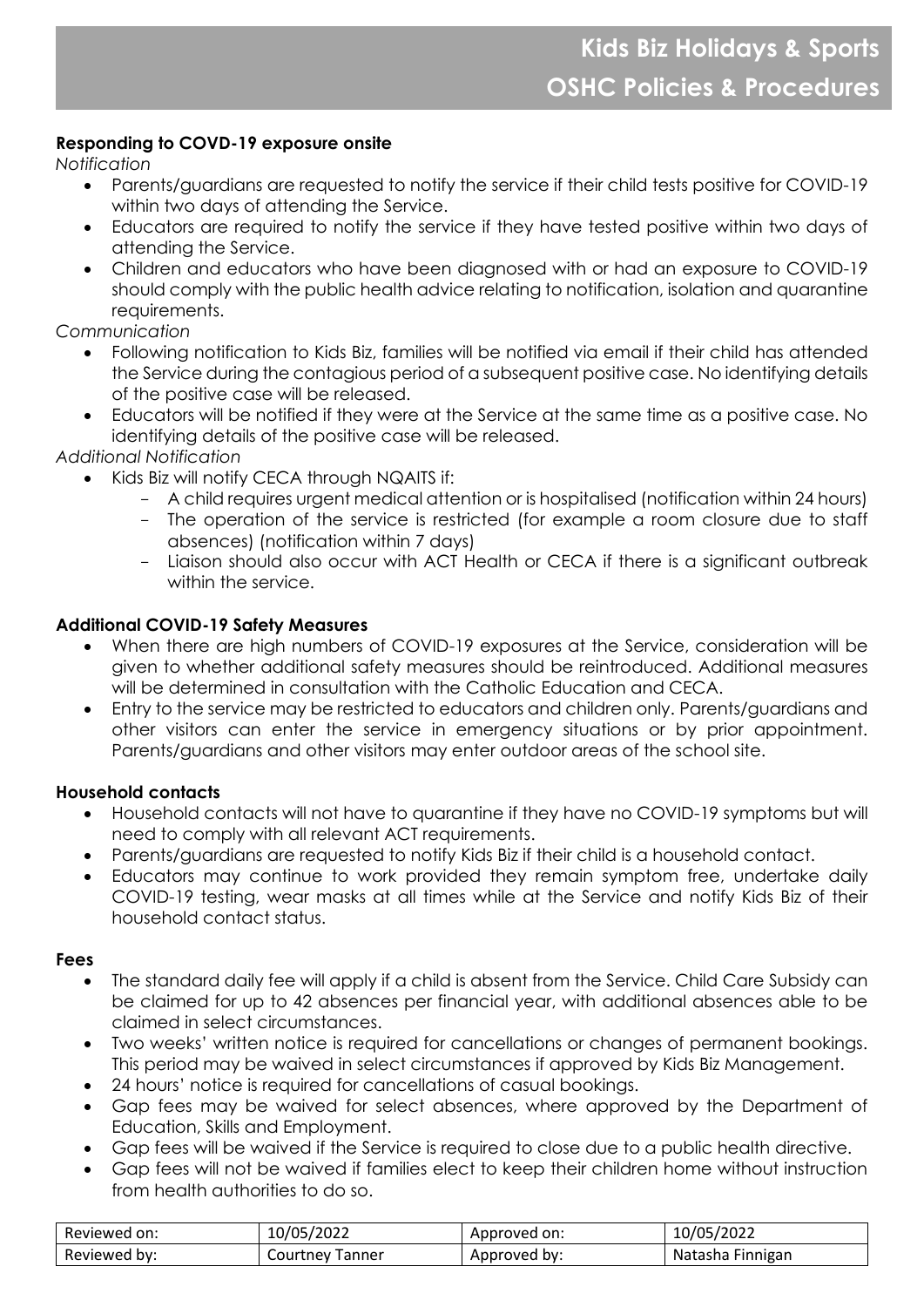## Responding to COVD-19 exposure onsite

*Notification*

- Parents/guardians are requested to notify the service if their child tests positive for COVID-19 within two days of attending the Service.
- Educators are required to notify the service if they have tested positive within two days of attending the Service.
- Children and educators who have been diagnosed with or had an exposure to COVID-19 should comply with the public health advice relating to notification, isolation and quarantine requirements.

*Communication*

- Following notification to Kids Biz, families will be notified via email if their child has attended the Service during the contagious period of a subsequent positive case. No identifying details of the positive case will be released.
- Educators will be notified if they were at the Service at the same time as a positive case. No identifying details of the positive case will be released.

*Additional Notification*

- Kids Biz will notify CECA through NQAITS if:
  - A child requires urgent medical attention or is hospitalised (notification within 24 hours)
  - The operation of the service is restricted (for example a room closure due to staff absences) (notification within 7 days)
  - Liaison should also occur with ACT Health or CECA if there is a significant outbreak within the service.

## Additional COVID-19 Safety Measures

- When there are high numbers of COVID-19 exposures at the Service, consideration will be given to whether additional safety measures should be reintroduced. Additional measures will be determined in consultation with the Catholic Education and CECA.
- Entry to the service may be restricted to educators and children only. Parents/guardians and other visitors can enter the service in emergency situations or by prior appointment. Parents/guardians and other visitors may enter outdoor areas of the school site.

## Household contacts

- Household contacts will not have to quarantine if they have no COVID-19 symptoms but will need to comply with all relevant ACT requirements.
- Parents/guardians are requested to notify Kids Biz if their child is a household contact.
- Educators may continue to work provided they remain symptom free, undertake daily COVID-19 testing, wear masks at all times while at the Service and notify Kids Biz of their household contact status.

## Fees

- The standard daily fee will apply if a child is absent from the Service. Child Care Subsidy can be claimed for up to 42 absences per financial year, with additional absences able to be claimed in select circumstances.
- Two weeks' written notice is required for cancellations or changes of permanent bookings. This period may be waived in select circumstances if approved by Kids Biz Management.
- 24 hours' notice is required for cancellations of casual bookings.
- Gap fees may be waived for select absences, where approved by the Department of Education, Skills and Employment.
- Gap fees will be waived if the Service is required to close due to a public health directive.
- Gap fees will not be waived if families elect to keep their children home without instruction from health authorities to do so.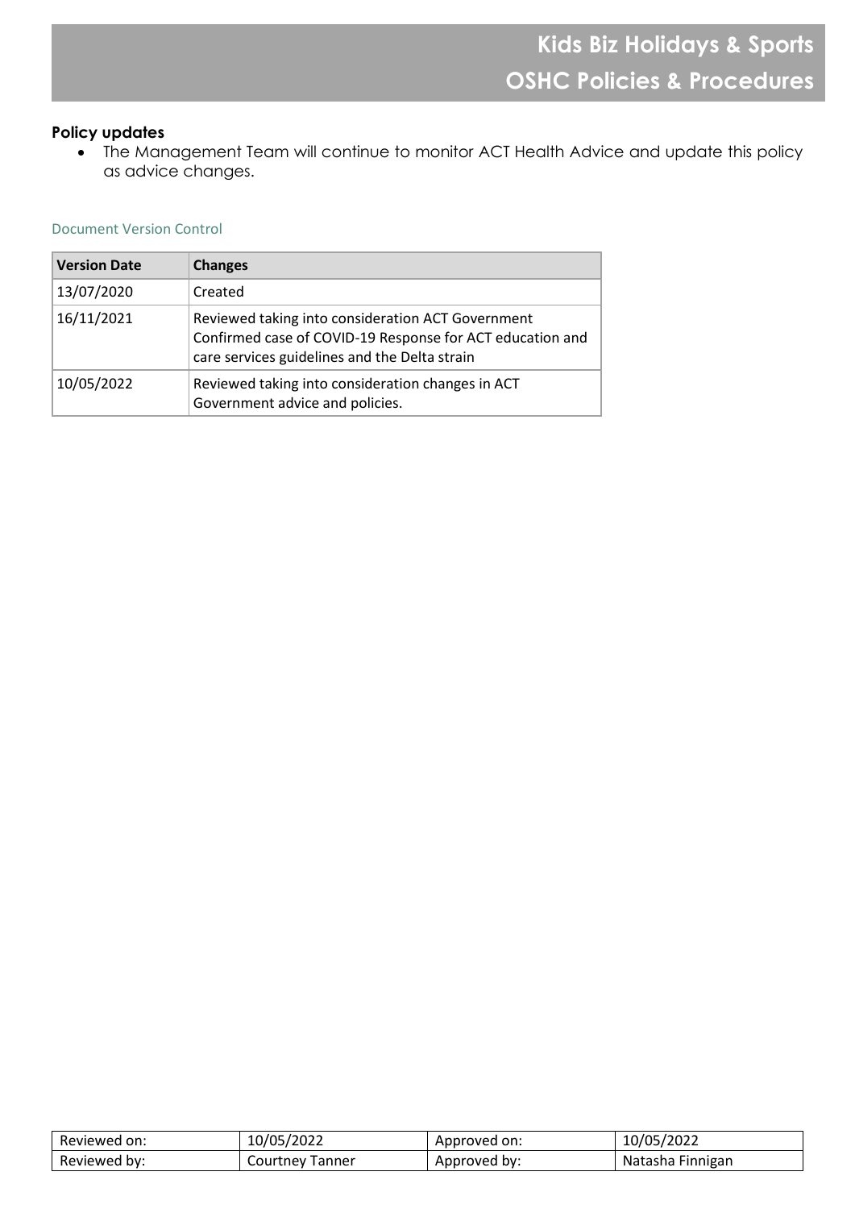**Policy updates**

- The Management Team will continue to monitor ACT Health Advice and update this policy as advice changes.

Document Version Control

| Version Date | Changes |
|---|---|
| 13/07/2020 | Created |
| 16/11/2021 | Reviewed taking into consideration ACT Government Confirmed case of COVID-19 Response for ACT education and care services guidelines and the Delta strain |
| 10/05/2022 | Reviewed taking into consideration changes in ACT Government advice and policies. |

| | | | |
|---|---|---|---|
| Reviewed on: | 10/05/2022 | Approved on: | 10/05/2022 |
| Reviewed by: | Courtney Tanner | Approved by: | Natasha Finnigan |